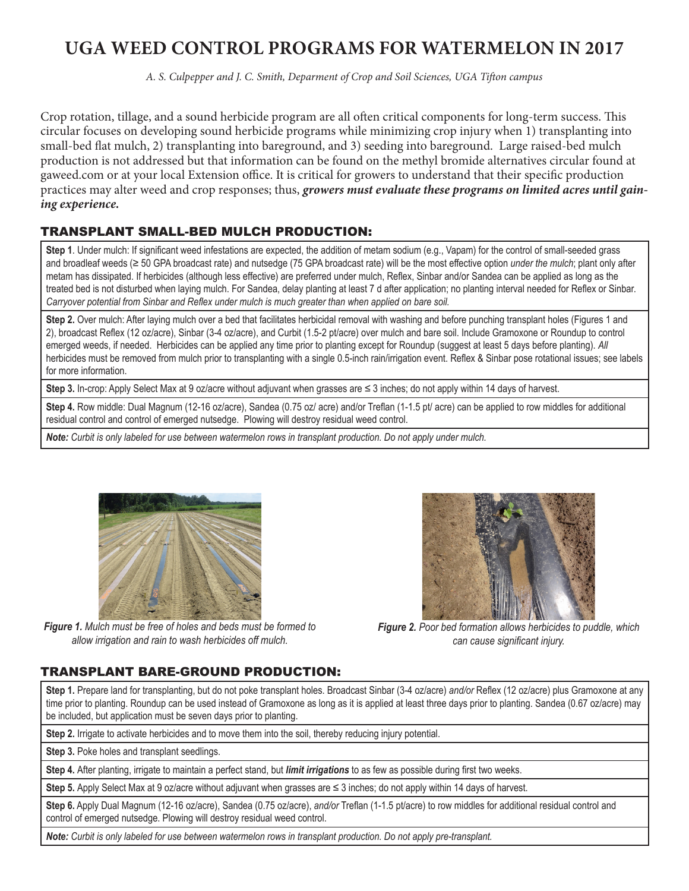# UGA WEED CONTROL PROGRAMS FOR WATERMELON IN 2017

*A. S. Culpepper and J. C. Smith, Deparment of Crop and Soil Sciences, UGA Tifton campus*

Crop rotation, tillage, and a sound herbicide program are all often critical components for long-term success. This circular focuses on developing sound herbicide programs while minimizing crop injury when 1) transplanting into small-bed flat mulch, 2) transplanting into bareground, and 3) seeding into bareground. Large raised-bed mulch production is not addressed but that information can be found on the methyl bromide alternatives circular found at gaweed.com or at your local Extension office. It is critical for growers to understand that their specific production practices may alter weed and crop responses; thus, ***growers must evaluate these programs on limited acres until gaining experience.***

## TRANSPLANT SMALL-BED MULCH PRODUCTION:

**Step 1**. Under mulch: If significant weed infestations are expected, the addition of metam sodium (e.g., Vapam) for the control of small-seeded grass and broadleaf weeds (≥ 50 GPA broadcast rate) and nutsedge (75 GPA broadcast rate) will be the most effective option *under the mulch*; plant only after metam has dissipated. If herbicides (although less effective) are preferred under mulch, Reflex, Sinbar and/or Sandea can be applied as long as the treated bed is not disturbed when laying mulch. For Sandea, delay planting at least 7 d after application; no planting interval needed for Reflex or Sinbar. *Carryover potential from Sinbar and Reflex under mulch is much greater than when applied on bare soil.*

**Step 2.** Over mulch: After laying mulch over a bed that facilitates herbicidal removal with washing and before punching transplant holes (Figures 1 and 2), broadcast Reflex (12 oz/acre), Sinbar (3-4 oz/acre), and Curbit (1.5-2 pt/acre) over mulch and bare soil. Include Gramoxone or Roundup to control emerged weeds, if needed. Herbicides can be applied any time prior to planting except for Roundup (suggest at least 5 days before planting). *All* herbicides must be removed from mulch prior to transplanting with a single 0.5-inch rain/irrigation event. Reflex & Sinbar pose rotational issues; see labels for more information.

**Step 3.** In-crop: Apply Select Max at 9 oz/acre without adjuvant when grasses are ≤ 3 inches; do not apply within 14 days of harvest.

**Step 4.** Row middle: Dual Magnum (12-16 oz/acre), Sandea (0.75 oz/ acre) and/or Treflan (1-1.5 pt/ acre) can be applied to row middles for additional residual control and control of emerged nutsedge. Plowing will destroy residual weed control.

***Note:*** *Curbit is only labeled for use between watermelon rows in transplant production. Do not apply under mulch.*

***Figure 1.*** *Mulch must be free of holes and beds must be formed to allow irrigation and rain to wash herbicides off mulch.*

***Figure 2.*** *Poor bed formation allows herbicides to puddle, which can cause significant injury.*

## TRANSPLANT BARE-GROUND PRODUCTION:

**Step 1.** Prepare land for transplanting, but do not poke transplant holes. Broadcast Sinbar (3-4 oz/acre) *and/or* Reflex (12 oz/acre) plus Gramoxone at any time prior to planting. Roundup can be used instead of Gramoxone as long as it is applied at least three days prior to planting. Sandea (0.67 oz/acre) may be included, but application must be seven days prior to planting.

**Step 2.** Irrigate to activate herbicides and to move them into the soil, thereby reducing injury potential.

**Step 3.** Poke holes and transplant seedlings.

**Step 4.** After planting, irrigate to maintain a perfect stand, but ***limit irrigations*** to as few as possible during first two weeks.

**Step 5.** Apply Select Max at 9 oz/acre without adjuvant when grasses are ≤ 3 inches; do not apply within 14 days of harvest.

**Step 6.** Apply Dual Magnum (12-16 oz/acre), Sandea (0.75 oz/acre), *and/or* Treflan (1-1.5 pt/acre) to row middles for additional residual control and control of emerged nutsedge. Plowing will destroy residual weed control.

***Note:*** *Curbit is only labeled for use between watermelon rows in transplant production. Do not apply pre-transplant.*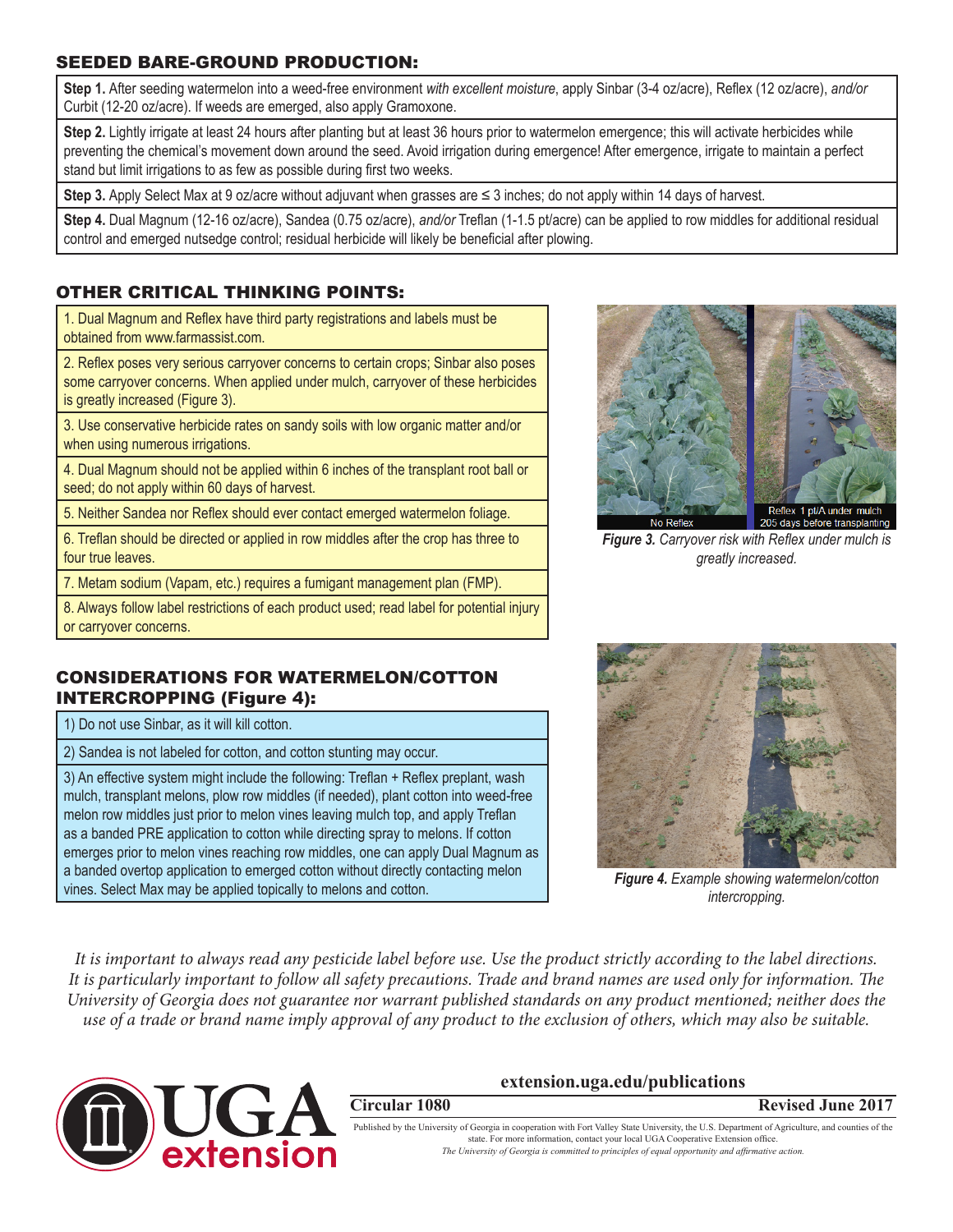## SEEDED BARE-GROUND PRODUCTION:

**Step 1.** After seeding watermelon into a weed-free environment *with excellent moisture*, apply Sinbar (3-4 oz/acre), Reflex (12 oz/acre), *and/or* Curbit (12-20 oz/acre). If weeds are emerged, also apply Gramoxone.

**Step 2.** Lightly irrigate at least 24 hours after planting but at least 36 hours prior to watermelon emergence; this will activate herbicides while preventing the chemical's movement down around the seed. Avoid irrigation during emergence! After emergence, irrigate to maintain a perfect stand but limit irrigations to as few as possible during first two weeks.

**Step 3.** Apply Select Max at 9 oz/acre without adjuvant when grasses are ≤ 3 inches; do not apply within 14 days of harvest.

**Step 4.** Dual Magnum (12-16 oz/acre), Sandea (0.75 oz/acre), *and/or* Treflan (1-1.5 pt/acre) can be applied to row middles for additional residual control and emerged nutsedge control; residual herbicide will likely be beneficial after plowing.

## OTHER CRITICAL THINKING POINTS:

1. Dual Magnum and Reflex have third party registrations and labels must be obtained from www.farmassist.com.
2. Reflex poses very serious carryover concerns to certain crops; Sinbar also poses some carryover concerns. When applied under mulch, carryover of these herbicides is greatly increased (Figure 3).
3. Use conservative herbicide rates on sandy soils with low organic matter and/or when using numerous irrigations.
4. Dual Magnum should not be applied within 6 inches of the transplant root ball or seed; do not apply within 60 days of harvest.
5. Neither Sandea nor Reflex should ever contact emerged watermelon foliage.
6. Treflan should be directed or applied in row middles after the crop has three to four true leaves.
7. Metam sodium (Vapam, etc.) requires a fumigant management plan (FMP).
8. Always follow label restrictions of each product used; read label for potential injury or carryover concerns.

No Reflex

Reflex 1 pt/A under mulch 205 days before transplanting

***Figure 3.*** *Carryover risk with Reflex under mulch is greatly increased.*

## CONSIDERATIONS FOR WATERMELON/COTTON INTERCROPPING (Figure 4):

1) Do not use Sinbar, as it will kill cotton.

2) Sandea is not labeled for cotton, and cotton stunting may occur.

3) An effective system might include the following: Treflan + Reflex preplant, wash mulch, transplant melons, plow row middles (if needed), plant cotton into weed-free melon row middles just prior to melon vines leaving mulch top, and apply Treflan as a banded PRE application to cotton while directing spray to melons. If cotton emerges prior to melon vines reaching row middles, one can apply Dual Magnum as a banded overtop application to emerged cotton without directly contacting melon vines. Select Max may be applied topically to melons and cotton.

***Figure 4.*** *Example showing watermelon/cotton intercropping.*

*It is important to always read any pesticide label before use. Use the product strictly according to the label directions. It is particularly important to follow all safety precautions. Trade and brand names are used only for information. The University of Georgia does not guarantee nor warrant published standards on any product mentioned; neither does the use of a trade or brand name imply approval of any product to the exclusion of others, which may also be suitable.*

UGA extension

**extension.uga.edu/publications**

**Circular 1080** **Revised June 2017**

Published by the University of Georgia in cooperation with Fort Valley State University, the U.S. Department of Agriculture, and counties of the state. For more information, contact your local UGA Cooperative Extension office.

*The University of Georgia is committed to principles of equal opportunity and affirmative action.*